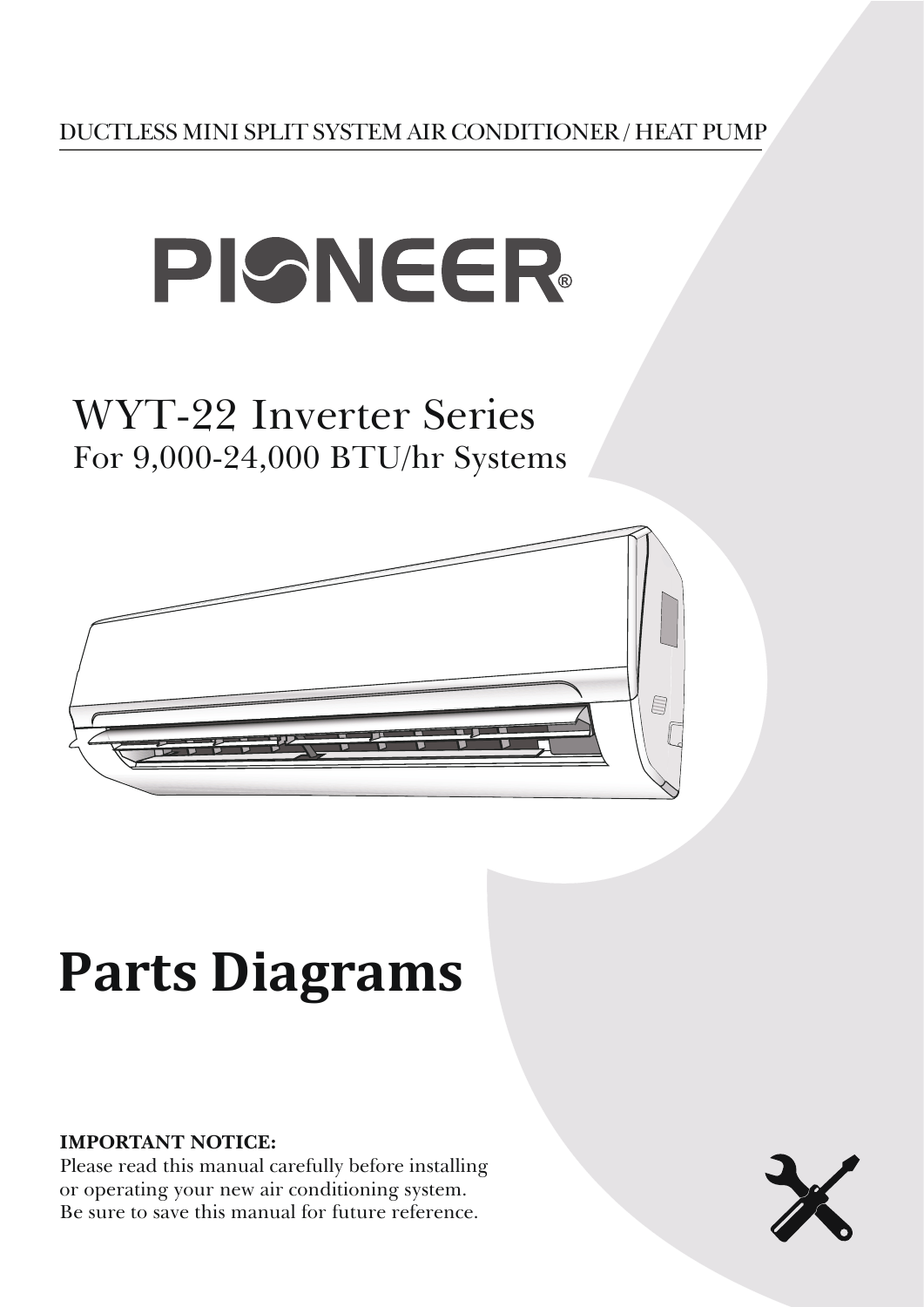DUCTLESS MINI SPLIT SYSTEM AIR CONDITIONER / HEAT PUMP

# PIONEER®

## WYT-22 Inverter Series

For 9,000-24,000 BTU/hr Systems

# Parts Diagrams

**IMPORTANT NOTICE:**
Please read this manual carefully before installing or operating your new air conditioning system. Be sure to save this manual for future reference.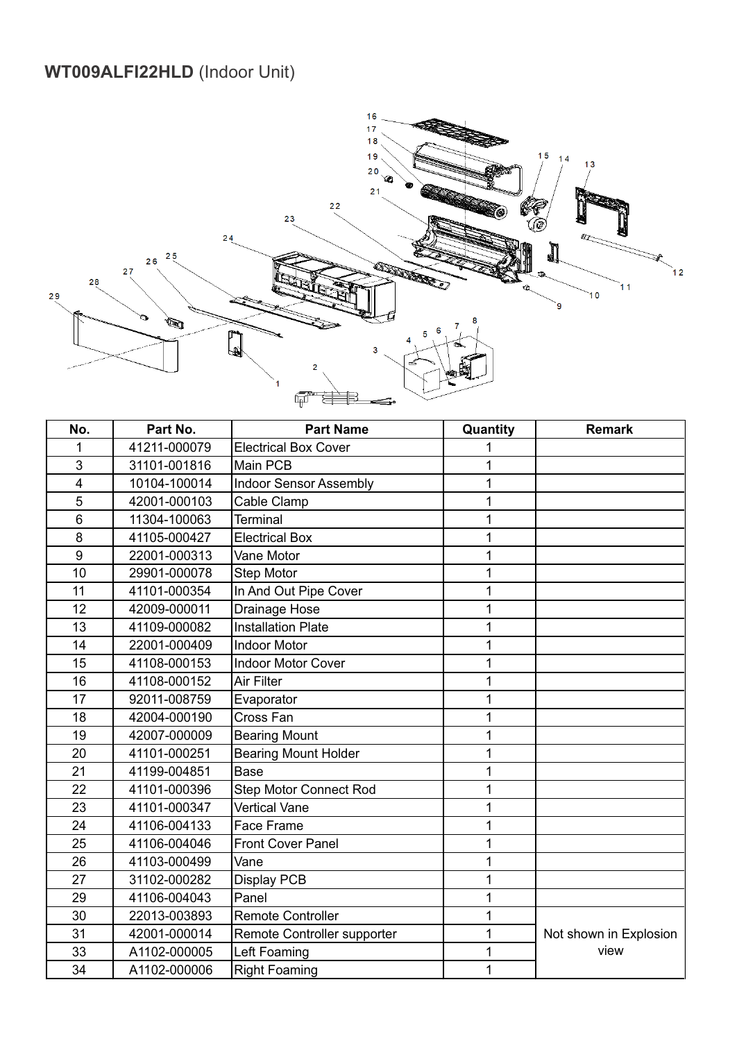## **WT009ALFI22HLD** (Indoor Unit)

| No. | Part No. | Part Name | Quantity | Remark |
|---|---|---|---|---|
| 1 | 41211-000079 | Electrical Box Cover | 1 | |
| 3 | 31101-001816 | Main PCB | 1 | |
| 4 | 10104-100014 | Indoor Sensor Assembly | 1 | |
| 5 | 42001-000103 | Cable Clamp | 1 | |
| 6 | 11304-100063 | Terminal | 1 | |
| 8 | 41105-000427 | Electrical Box | 1 | |
| 9 | 22001-000313 | Vane Motor | 1 | |
| 10 | 29901-000078 | Step Motor | 1 | |
| 11 | 41101-000354 | In And Out Pipe Cover | 1 | |
| 12 | 42009-000011 | Drainage Hose | 1 | |
| 13 | 41109-000082 | Installation Plate | 1 | |
| 14 | 22001-000409 | Indoor Motor | 1 | |
| 15 | 41108-000153 | Indoor Motor Cover | 1 | |
| 16 | 41108-000152 | Air Filter | 1 | |
| 17 | 92011-008759 | Evaporator | 1 | |
| 18 | 42004-000190 | Cross Fan | 1 | |
| 19 | 42007-000009 | Bearing Mount | 1 | |
| 20 | 41101-000251 | Bearing Mount Holder | 1 | |
| 21 | 41199-004851 | Base | 1 | |
| 22 | 41101-000396 | Step Motor Connect Rod | 1 | |
| 23 | 41101-000347 | Vertical Vane | 1 | |
| 24 | 41106-004133 | Face Frame | 1 | |
| 25 | 41106-004046 | Front Cover Panel | 1 | |
| 26 | 41103-000499 | Vane | 1 | |
| 27 | 31102-000282 | Display PCB | 1 | |
| 29 | 41106-004043 | Panel | 1 | |
| 30 | 22013-003893 | Remote Controller | 1 | Not shown in Explosion view |
| 31 | 42001-000014 | Remote Controller supporter | 1 | |
| 33 | A1102-000005 | Left Foaming | 1 | |
| 34 | A1102-000006 | Right Foaming | 1 | |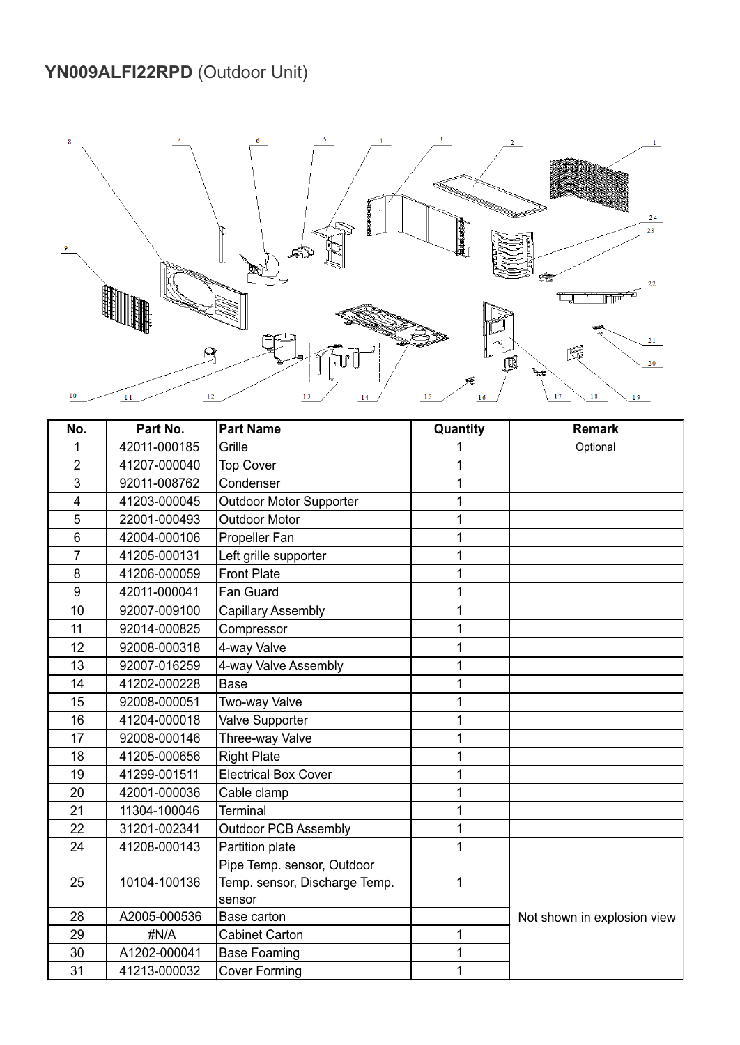# **YN009ALFI22RPD** (Outdoor Unit)

| No. | Part No. | Part Name | Quantity | Remark |
|---|---|---|---|---|
| 1 | 42011-000185 | Grille | 1 | Optional |
| 2 | 41207-000040 | Top Cover | 1 | |
| 3 | 92011-008762 | Condenser | 1 | |
| 4 | 41203-000045 | Outdoor Motor Supporter | 1 | |
| 5 | 22001-000493 | Outdoor Motor | 1 | |
| 6 | 42004-000106 | Propeller Fan | 1 | |
| 7 | 41205-000131 | Left grille supporter | 1 | |
| 8 | 41206-000059 | Front Plate | 1 | |
| 9 | 42011-000041 | Fan Guard | 1 | |
| 10 | 92007-009100 | Capillary Assembly | 1 | |
| 11 | 92014-000825 | Compressor | 1 | |
| 12 | 92008-000318 | 4-way Valve | 1 | |
| 13 | 92007-016259 | 4-way Valve Assembly | 1 | |
| 14 | 41202-000228 | Base | 1 | |
| 15 | 92008-000051 | Two-way Valve | 1 | |
| 16 | 41204-000018 | Valve Supporter | 1 | |
| 17 | 92008-000146 | Three-way Valve | 1 | |
| 18 | 41205-000656 | Right Plate | 1 | |
| 19 | 41299-001511 | Electrical Box Cover | 1 | |
| 20 | 42001-000036 | Cable clamp | 1 | |
| 21 | 11304-100046 | Terminal | 1 | |
| 22 | 31201-002341 | Outdoor PCB Assembly | 1 | |
| 24 | 41208-000143 | Partition plate | 1 | |
| 25 | 10104-100136 | Pipe Temp. sensor, Outdoor Temp. sensor, Discharge Temp. sensor | 1 | Not shown in explosion view |
| 28 | A2005-000536 | Base carton | | |
| 29 | #N/A | Cabinet Carton | 1 | |
| 30 | A1202-000041 | Base Foaming | 1 | |
| 31 | 41213-000032 | Cover Forming | 1 | |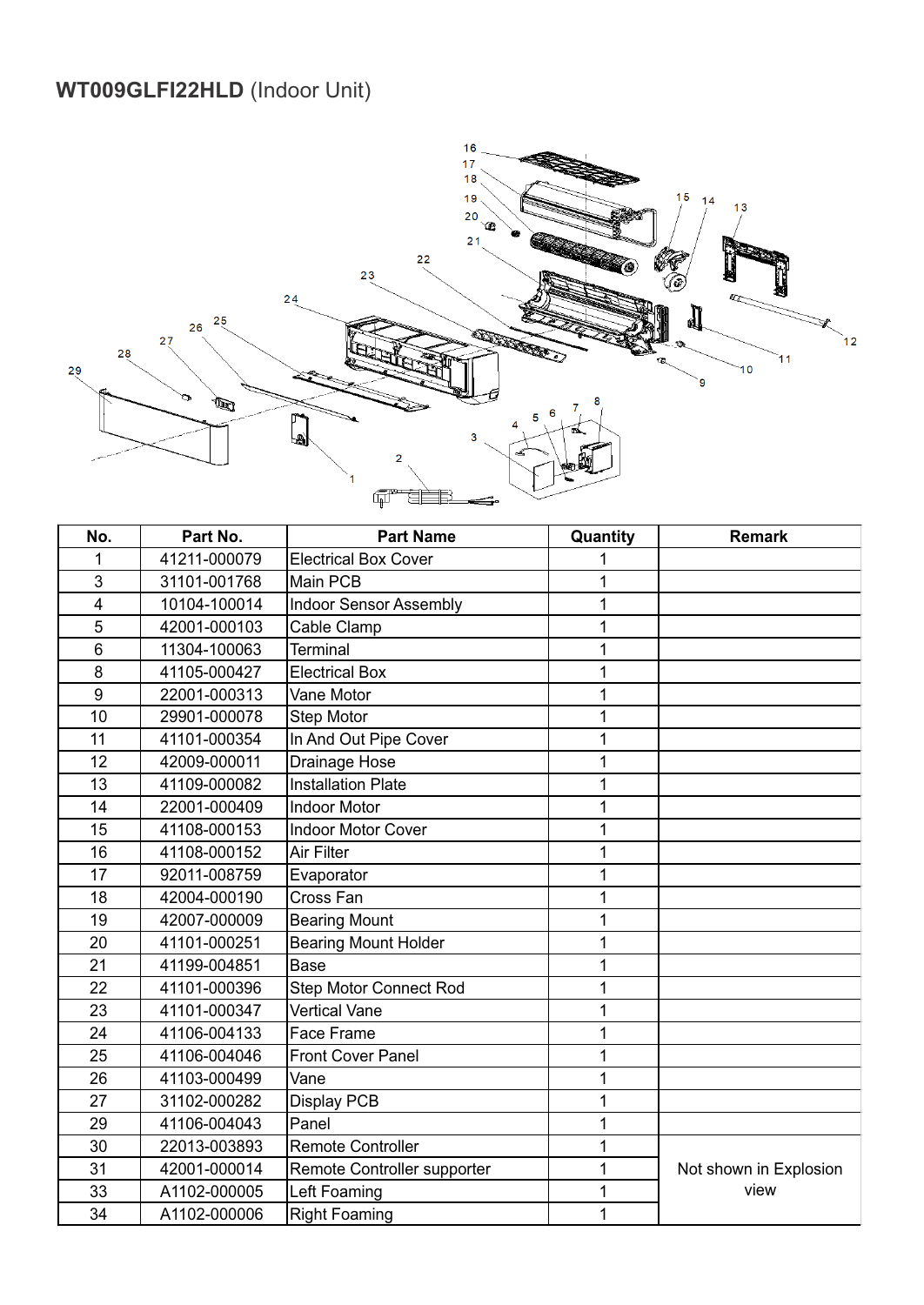## **WT009GLFI22HLD** (Indoor Unit)

| No. | Part No. | Part Name | Quantity | Remark |
|---|---|---|---|---|
| 1 | 41211-000079 | Electrical Box Cover | 1 | |
| 3 | 31101-001768 | Main PCB | 1 | |
| 4 | 10104-100014 | Indoor Sensor Assembly | 1 | |
| 5 | 42001-000103 | Cable Clamp | 1 | |
| 6 | 11304-100063 | Terminal | 1 | |
| 8 | 41105-000427 | Electrical Box | 1 | |
| 9 | 22001-000313 | Vane Motor | 1 | |
| 10 | 29901-000078 | Step Motor | 1 | |
| 11 | 41101-000354 | In And Out Pipe Cover | 1 | |
| 12 | 42009-000011 | Drainage Hose | 1 | |
| 13 | 41109-000082 | Installation Plate | 1 | |
| 14 | 22001-000409 | Indoor Motor | 1 | |
| 15 | 41108-000153 | Indoor Motor Cover | 1 | |
| 16 | 41108-000152 | Air Filter | 1 | |
| 17 | 92011-008759 | Evaporator | 1 | |
| 18 | 42004-000190 | Cross Fan | 1 | |
| 19 | 42007-000009 | Bearing Mount | 1 | |
| 20 | 41101-000251 | Bearing Mount Holder | 1 | |
| 21 | 41199-004851 | Base | 1 | |
| 22 | 41101-000396 | Step Motor Connect Rod | 1 | |
| 23 | 41101-000347 | Vertical Vane | 1 | |
| 24 | 41106-004133 | Face Frame | 1 | |
| 25 | 41106-004046 | Front Cover Panel | 1 | |
| 26 | 41103-000499 | Vane | 1 | |
| 27 | 31102-000282 | Display PCB | 1 | |
| 29 | 41106-004043 | Panel | 1 | |
| 30 | 22013-003893 | Remote Controller | 1 | Not shown in Explosion view |
| 31 | 42001-000014 | Remote Controller supporter | 1 | |
| 33 | A1102-000005 | Left Foaming | 1 | |
| 34 | A1102-000006 | Right Foaming | 1 | |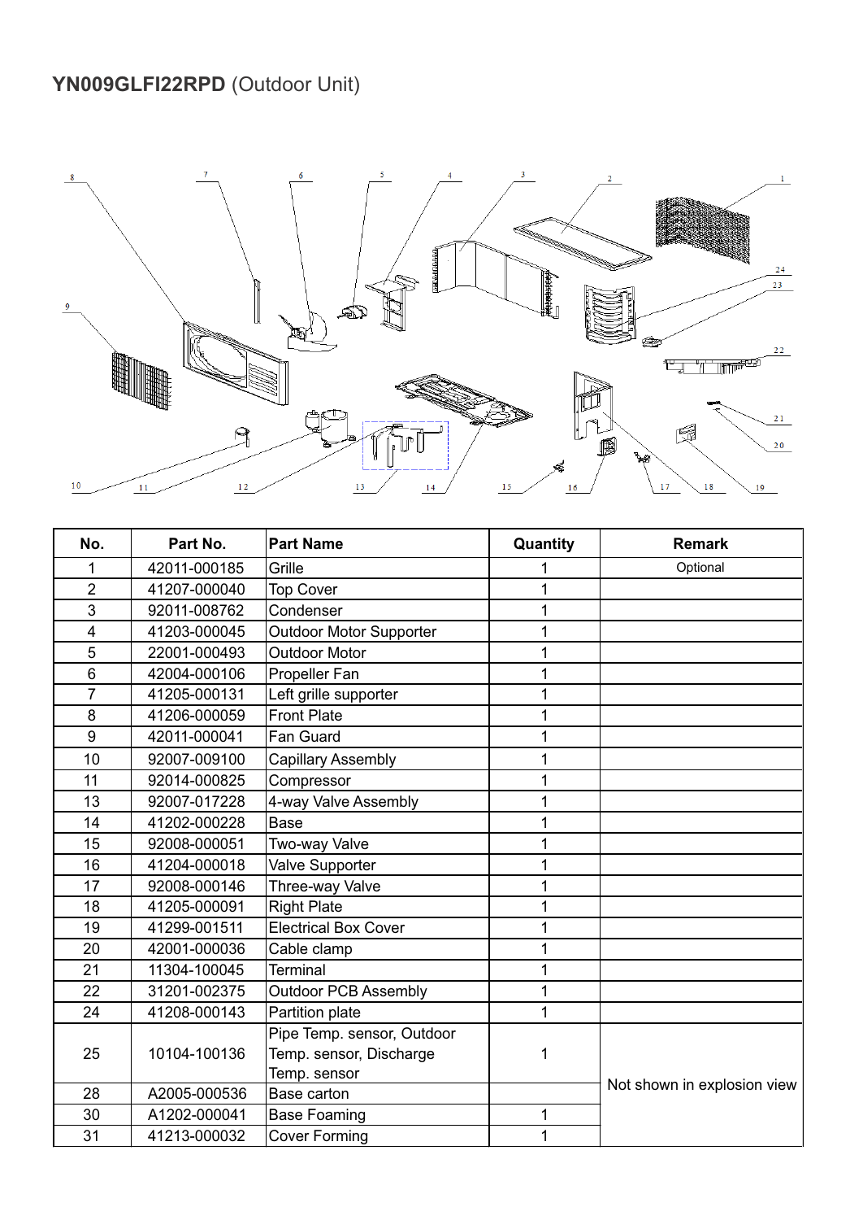**YN009GLFI22RPD** (Outdoor Unit)

| No. | Part No. | Part Name | Quantity | Remark |
|---|---|---|---|---|
| 1 | 42011-000185 | Grille | 1 | Optional |
| 2 | 41207-000040 | Top Cover | 1 | |
| 3 | 92011-008762 | Condenser | 1 | |
| 4 | 41203-000045 | Outdoor Motor Supporter | 1 | |
| 5 | 22001-000493 | Outdoor Motor | 1 | |
| 6 | 42004-000106 | Propeller Fan | 1 | |
| 7 | 41205-000131 | Left grille supporter | 1 | |
| 8 | 41206-000059 | Front Plate | 1 | |
| 9 | 42011-000041 | Fan Guard | 1 | |
| 10 | 92007-009100 | Capillary Assembly | 1 | |
| 11 | 92014-000825 | Compressor | 1 | |
| 13 | 92007-017228 | 4-way Valve Assembly | 1 | |
| 14 | 41202-000228 | Base | 1 | |
| 15 | 92008-000051 | Two-way Valve | 1 | |
| 16 | 41204-000018 | Valve Supporter | 1 | |
| 17 | 92008-000146 | Three-way Valve | 1 | |
| 18 | 41205-000091 | Right Plate | 1 | |
| 19 | 41299-001511 | Electrical Box Cover | 1 | |
| 20 | 42001-000036 | Cable clamp | 1 | |
| 21 | 11304-100045 | Terminal | 1 | |
| 22 | 31201-002375 | Outdoor PCB Assembly | 1 | |
| 24 | 41208-000143 | Partition plate | 1 | |
| 25 | 10104-100136 | Pipe Temp. sensor, Outdoor Temp. sensor, Discharge Temp. sensor | 1 | Not shown in explosion view |
| 28 | A2005-000536 | Base carton | | |
| 30 | A1202-000041 | Base Foaming | 1 | |
| 31 | 41213-000032 | Cover Forming | 1 | |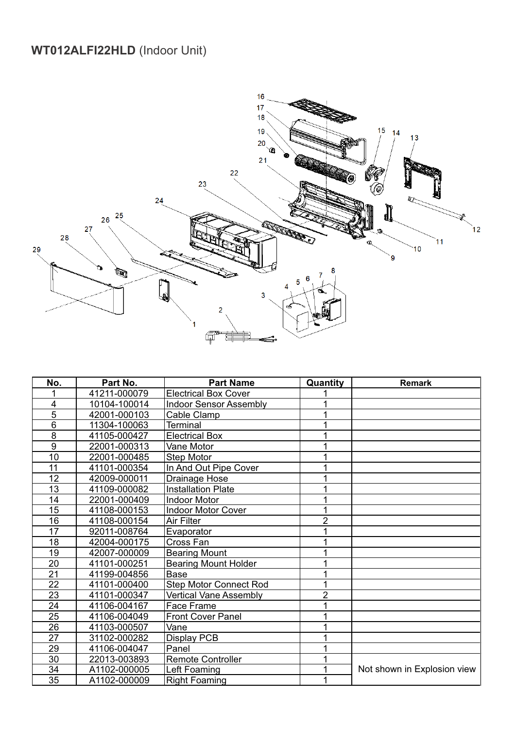## **WT012ALFI22HLD** (Indoor Unit)

| No. | Part No. | Part Name | Quantity | Remark |
|---|---|---|---|---|
| 1 | 41211-000079 | Electrical Box Cover | 1 | |
| 4 | 10104-100014 | Indoor Sensor Assembly | 1 | |
| 5 | 42001-000103 | Cable Clamp | 1 | |
| 6 | 11304-100063 | Terminal | 1 | |
| 8 | 41105-000427 | Electrical Box | 1 | |
| 9 | 22001-000313 | Vane Motor | 1 | |
| 10 | 22001-000485 | Step Motor | 1 | |
| 11 | 41101-000354 | In And Out Pipe Cover | 1 | |
| 12 | 42009-000011 | Drainage Hose | 1 | |
| 13 | 41109-000082 | Installation Plate | 1 | |
| 14 | 22001-000409 | Indoor Motor | 1 | |
| 15 | 41108-000153 | Indoor Motor Cover | 1 | |
| 16 | 41108-000154 | Air Filter | 2 | |
| 17 | 92011-008764 | Evaporator | 1 | |
| 18 | 42004-000175 | Cross Fan | 1 | |
| 19 | 42007-000009 | Bearing Mount | 1 | |
| 20 | 41101-000251 | Bearing Mount Holder | 1 | |
| 21 | 41199-004856 | Base | 1 | |
| 22 | 41101-000400 | Step Motor Connect Rod | 1 | |
| 23 | 41101-000347 | Vertical Vane Assembly | 2 | |
| 24 | 41106-004167 | Face Frame | 1 | |
| 25 | 41106-004049 | Front Cover Panel | 1 | |
| 26 | 41103-000507 | Vane | 1 | |
| 27 | 31102-000282 | Display PCB | 1 | |
| 29 | 41106-004047 | Panel | 1 | |
| 30 | 22013-003893 | Remote Controller | 1 | Not shown in Explosion view |
| 34 | A1102-000005 | Left Foaming | 1 | |
| 35 | A1102-000009 | Right Foaming | 1 | |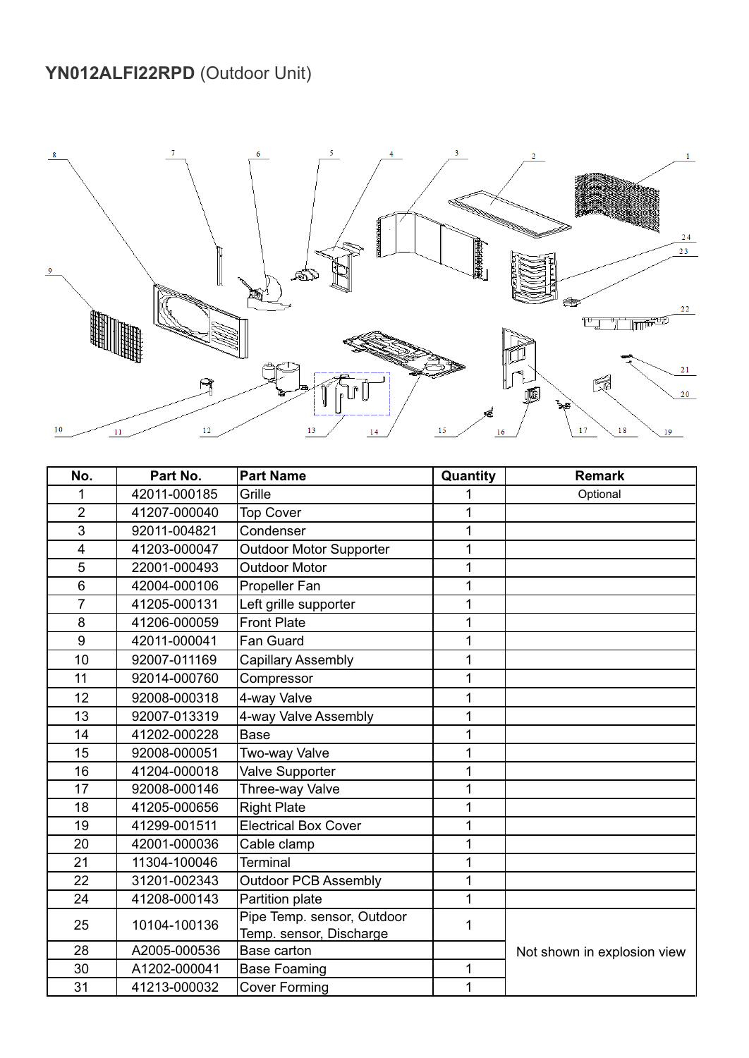**YN012ALFI22RPD** (Outdoor Unit)

| No. | Part No. | Part Name | Quantity | Remark |
|---|---|---|---|---|
| 1 | 42011-000185 | Grille | 1 | Optional |
| 2 | 41207-000040 | Top Cover | 1 | |
| 3 | 92011-004821 | Condenser | 1 | |
| 4 | 41203-000047 | Outdoor Motor Supporter | 1 | |
| 5 | 22001-000493 | Outdoor Motor | 1 | |
| 6 | 42004-000106 | Propeller Fan | 1 | |
| 7 | 41205-000131 | Left grille supporter | 1 | |
| 8 | 41206-000059 | Front Plate | 1 | |
| 9 | 42011-000041 | Fan Guard | 1 | |
| 10 | 92007-011169 | Capillary Assembly | 1 | |
| 11 | 92014-000760 | Compressor | 1 | |
| 12 | 92008-000318 | 4-way Valve | 1 | |
| 13 | 92007-013319 | 4-way Valve Assembly | 1 | |
| 14 | 41202-000228 | Base | 1 | |
| 15 | 92008-000051 | Two-way Valve | 1 | |
| 16 | 41204-000018 | Valve Supporter | 1 | |
| 17 | 92008-000146 | Three-way Valve | 1 | |
| 18 | 41205-000656 | Right Plate | 1 | |
| 19 | 41299-001511 | Electrical Box Cover | 1 | |
| 20 | 42001-000036 | Cable clamp | 1 | |
| 21 | 11304-100046 | Terminal | 1 | |
| 22 | 31201-002343 | Outdoor PCB Assembly | 1 | |
| 24 | 41208-000143 | Partition plate | 1 | |
| 25 | 10104-100136 | Pipe Temp. sensor, Outdoor Temp. sensor, Discharge | 1 | Not shown in explosion view |
| 28 | A2005-000536 | Base carton | | |
| 30 | A1202-000041 | Base Foaming | 1 | |
| 31 | 41213-000032 | Cover Forming | 1 | |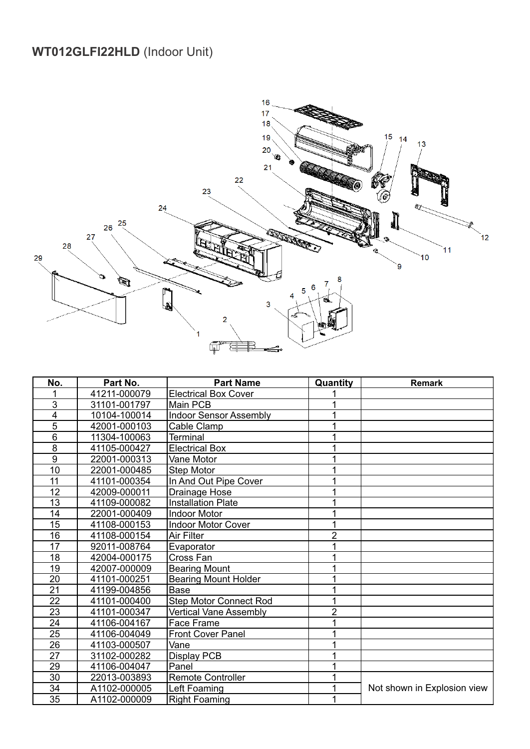## **WT012GLFI22HLD** (Indoor Unit)

| No. | Part No. | Part Name | Quantity | Remark |
|---|---|---|---|---|
| 1 | 41211-000079 | Electrical Box Cover | 1 | |
| 3 | 31101-001797 | Main PCB | 1 | |
| 4 | 10104-100014 | Indoor Sensor Assembly | 1 | |
| 5 | 42001-000103 | Cable Clamp | 1 | |
| 6 | 11304-100063 | Terminal | 1 | |
| 8 | 41105-000427 | Electrical Box | 1 | |
| 9 | 22001-000313 | Vane Motor | 1 | |
| 10 | 22001-000485 | Step Motor | 1 | |
| 11 | 41101-000354 | In And Out Pipe Cover | 1 | |
| 12 | 42009-000011 | Drainage Hose | 1 | |
| 13 | 41109-000082 | Installation Plate | 1 | |
| 14 | 22001-000409 | Indoor Motor | 1 | |
| 15 | 41108-000153 | Indoor Motor Cover | 1 | |
| 16 | 41108-000154 | Air Filter | 2 | |
| 17 | 92011-008764 | Evaporator | 1 | |
| 18 | 42004-000175 | Cross Fan | 1 | |
| 19 | 42007-000009 | Bearing Mount | 1 | |
| 20 | 41101-000251 | Bearing Mount Holder | 1 | |
| 21 | 41199-004856 | Base | 1 | |
| 22 | 41101-000400 | Step Motor Connect Rod | 1 | |
| 23 | 41101-000347 | Vertical Vane Assembly | 2 | |
| 24 | 41106-004167 | Face Frame | 1 | |
| 25 | 41106-004049 | Front Cover Panel | 1 | |
| 26 | 41103-000507 | Vane | 1 | |
| 27 | 31102-000282 | Display PCB | 1 | |
| 29 | 41106-004047 | Panel | 1 | |
| 30 | 22013-003893 | Remote Controller | 1 | Not shown in Explosion view |
| 34 | A1102-000005 | Left Foaming | 1 | |
| 35 | A1102-000009 | Right Foaming | 1 | |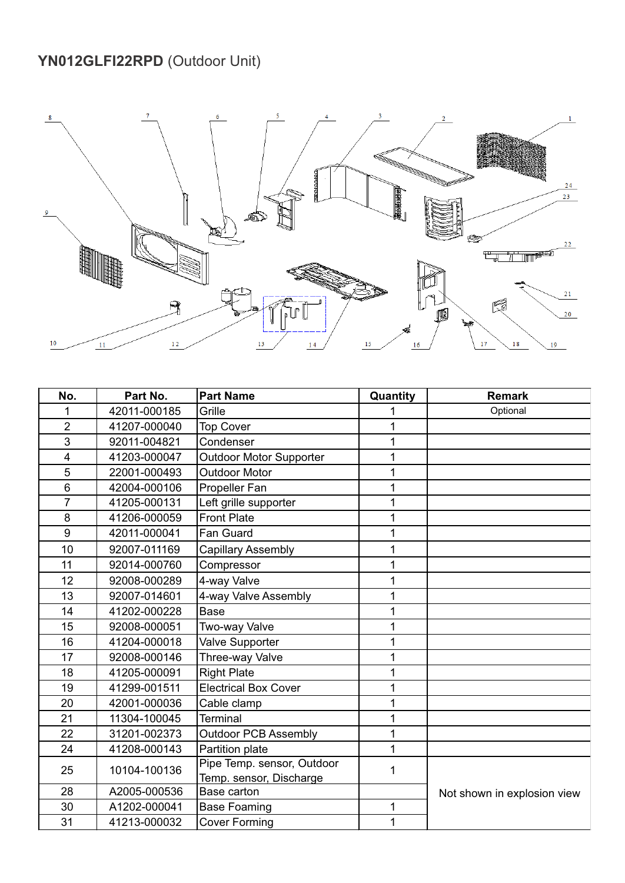**YN012GLFI22RPD** (Outdoor Unit)

| No. | Part No. | Part Name | Quantity | Remark |
|---|---|---|---|---|
| 1 | 42011-000185 | Grille | 1 | Optional |
| 2 | 41207-000040 | Top Cover | 1 | |
| 3 | 92011-004821 | Condenser | 1 | |
| 4 | 41203-000047 | Outdoor Motor Supporter | 1 | |
| 5 | 22001-000493 | Outdoor Motor | 1 | |
| 6 | 42004-000106 | Propeller Fan | 1 | |
| 7 | 41205-000131 | Left grille supporter | 1 | |
| 8 | 41206-000059 | Front Plate | 1 | |
| 9 | 42011-000041 | Fan Guard | 1 | |
| 10 | 92007-011169 | Capillary Assembly | 1 | |
| 11 | 92014-000760 | Compressor | 1 | |
| 12 | 92008-000289 | 4-way Valve | 1 | |
| 13 | 92007-014601 | 4-way Valve Assembly | 1 | |
| 14 | 41202-000228 | Base | 1 | |
| 15 | 92008-000051 | Two-way Valve | 1 | |
| 16 | 41204-000018 | Valve Supporter | 1 | |
| 17 | 92008-000146 | Three-way Valve | 1 | |
| 18 | 41205-000091 | Right Plate | 1 | |
| 19 | 41299-001511 | Electrical Box Cover | 1 | |
| 20 | 42001-000036 | Cable clamp | 1 | |
| 21 | 11304-100045 | Terminal | 1 | |
| 22 | 31201-002373 | Outdoor PCB Assembly | 1 | |
| 24 | 41208-000143 | Partition plate | 1 | |
| 25 | 10104-100136 | Pipe Temp. sensor, Outdoor Temp. sensor, Discharge | 1 | Not shown in explosion view |
| 28 | A2005-000536 | Base carton | | Not shown in explosion view |
| 30 | A1202-000041 | Base Foaming | 1 | Not shown in explosion view |
| 31 | 41213-000032 | Cover Forming | 1 | Not shown in explosion view |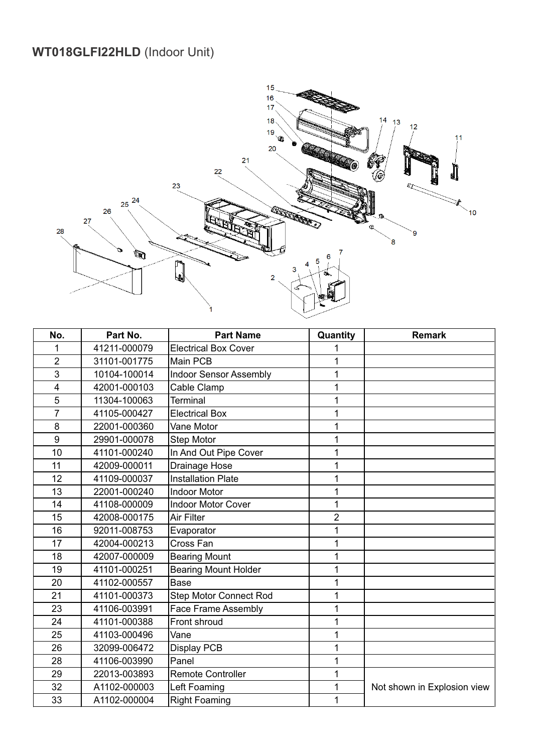# **WT018GLFI22HLD** (Indoor Unit)

| No. | Part No. | Part Name | Quantity | Remark |
|---|---|---|---|---|
| 1 | 41211-000079 | Electrical Box Cover | 1 | |
| 2 | 31101-001775 | Main PCB | 1 | |
| 3 | 10104-100014 | Indoor Sensor Assembly | 1 | |
| 4 | 42001-000103 | Cable Clamp | 1 | |
| 5 | 11304-100063 | Terminal | 1 | |
| 7 | 41105-000427 | Electrical Box | 1 | |
| 8 | 22001-000360 | Vane Motor | 1 | |
| 9 | 29901-000078 | Step Motor | 1 | |
| 10 | 41101-000240 | In And Out Pipe Cover | 1 | |
| 11 | 42009-000011 | Drainage Hose | 1 | |
| 12 | 41109-000037 | Installation Plate | 1 | |
| 13 | 22001-000240 | Indoor Motor | 1 | |
| 14 | 41108-000009 | Indoor Motor Cover | 1 | |
| 15 | 42008-000175 | Air Filter | 2 | |
| 16 | 92011-008753 | Evaporator | 1 | |
| 17 | 42004-000213 | Cross Fan | 1 | |
| 18 | 42007-000009 | Bearing Mount | 1 | |
| 19 | 41101-000251 | Bearing Mount Holder | 1 | |
| 20 | 41102-000557 | Base | 1 | |
| 21 | 41101-000373 | Step Motor Connect Rod | 1 | |
| 23 | 41106-003991 | Face Frame Assembly | 1 | |
| 24 | 41101-000388 | Front shroud | 1 | |
| 25 | 41103-000496 | Vane | 1 | |
| 26 | 32099-006472 | Display PCB | 1 | |
| 28 | 41106-003990 | Panel | 1 | |
| 29 | 22013-003893 | Remote Controller | 1 | Not shown in Explosion view |
| 32 | A1102-000003 | Left Foaming | 1 | |
| 33 | A1102-000004 | Right Foaming | 1 | |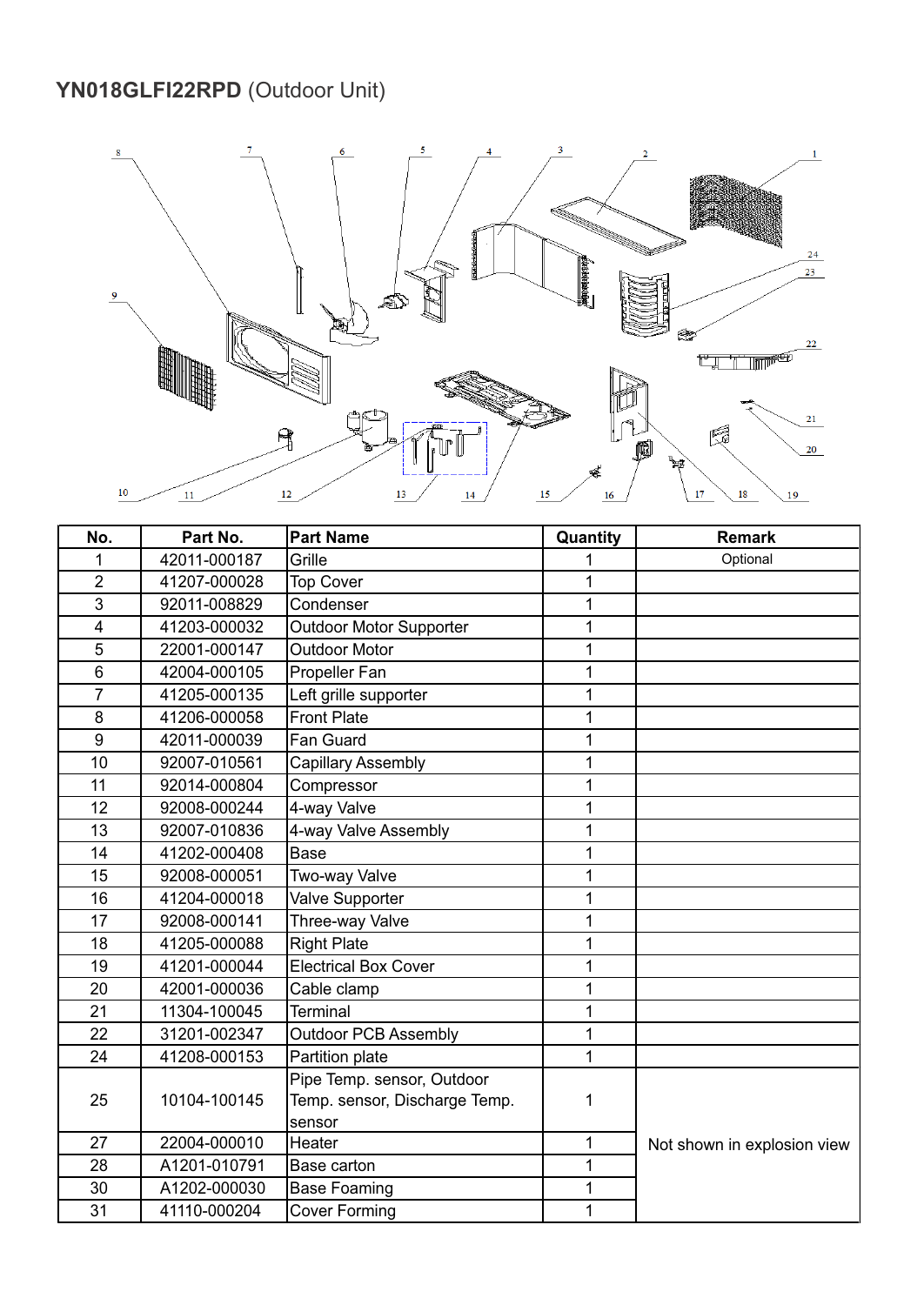## **YN018GLFI22RPD** (Outdoor Unit)

| No. | Part No. | Part Name | Quantity | Remark |
|---|---|---|---|---|
| 1 | 42011-000187 | Grille | 1 | Optional |
| 2 | 41207-000028 | Top Cover | 1 | |
| 3 | 92011-008829 | Condenser | 1 | |
| 4 | 41203-000032 | Outdoor Motor Supporter | 1 | |
| 5 | 22001-000147 | Outdoor Motor | 1 | |
| 6 | 42004-000105 | Propeller Fan | 1 | |
| 7 | 41205-000135 | Left grille supporter | 1 | |
| 8 | 41206-000058 | Front Plate | 1 | |
| 9 | 42011-000039 | Fan Guard | 1 | |
| 10 | 92007-010561 | Capillary Assembly | 1 | |
| 11 | 92014-000804 | Compressor | 1 | |
| 12 | 92008-000244 | 4-way Valve | 1 | |
| 13 | 92007-010836 | 4-way Valve Assembly | 1 | |
| 14 | 41202-000408 | Base | 1 | |
| 15 | 92008-000051 | Two-way Valve | 1 | |
| 16 | 41204-000018 | Valve Supporter | 1 | |
| 17 | 92008-000141 | Three-way Valve | 1 | |
| 18 | 41205-000088 | Right Plate | 1 | |
| 19 | 41201-000044 | Electrical Box Cover | 1 | |
| 20 | 42001-000036 | Cable clamp | 1 | |
| 21 | 11304-100045 | Terminal | 1 | |
| 22 | 31201-002347 | Outdoor PCB Assembly | 1 | |
| 24 | 41208-000153 | Partition plate | 1 | |
| 25 | 10104-100145 | Pipe Temp. sensor, Outdoor Temp. sensor, Discharge Temp. sensor | 1 | Not shown in explosion view |
| 27 | 22004-000010 | Heater | 1 | |
| 28 | A1201-010791 | Base carton | 1 | |
| 30 | A1202-000030 | Base Foaming | 1 | |
| 31 | 41110-000204 | Cover Forming | 1 | |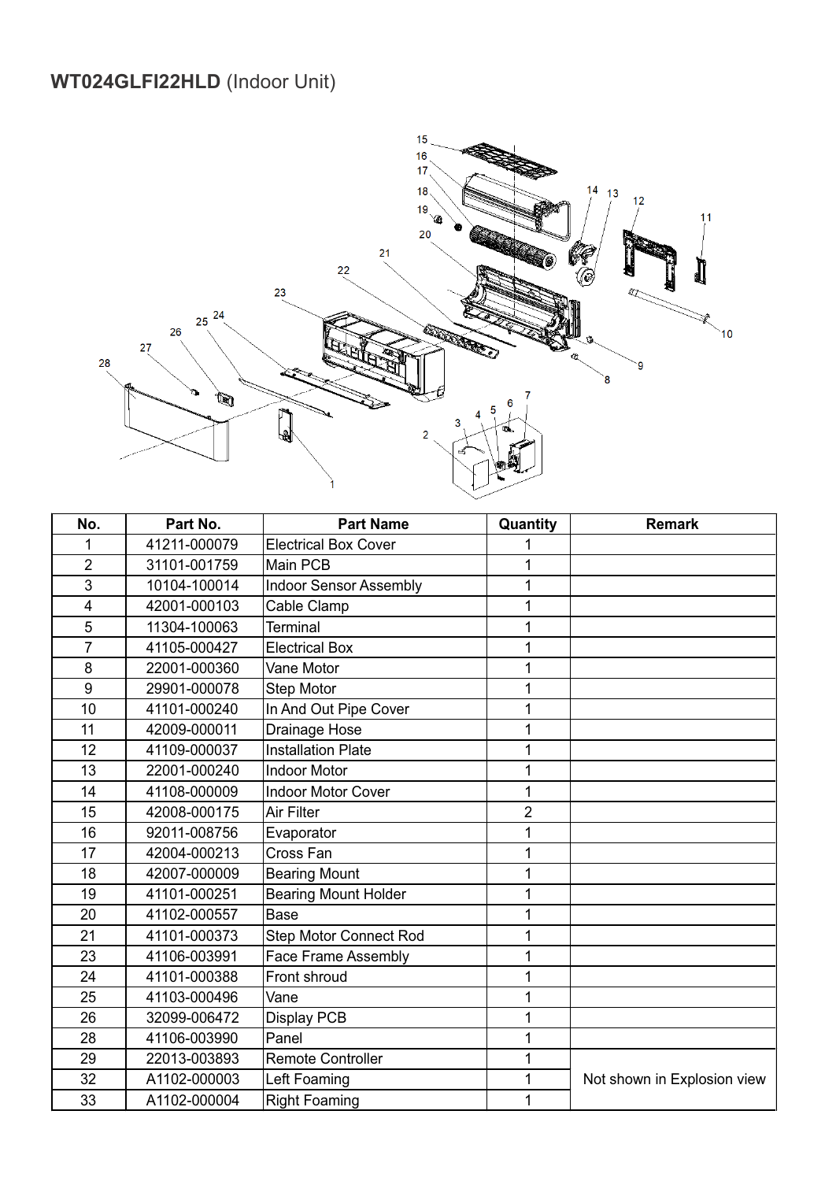# **WT024GLFI22HLD** (Indoor Unit)

| No. | Part No. | Part Name | Quantity | Remark |
| --- | --- | --- | --- | --- |
| 1 | 41211-000079 | Electrical Box Cover | 1 | |
| 2 | 31101-001759 | Main PCB | 1 | |
| 3 | 10104-100014 | Indoor Sensor Assembly | 1 | |
| 4 | 42001-000103 | Cable Clamp | 1 | |
| 5 | 11304-100063 | Terminal | 1 | |
| 7 | 41105-000427 | Electrical Box | 1 | |
| 8 | 22001-000360 | Vane Motor | 1 | |
| 9 | 29901-000078 | Step Motor | 1 | |
| 10 | 41101-000240 | In And Out Pipe Cover | 1 | |
| 11 | 42009-000011 | Drainage Hose | 1 | |
| 12 | 41109-000037 | Installation Plate | 1 | |
| 13 | 22001-000240 | Indoor Motor | 1 | |
| 14 | 41108-000009 | Indoor Motor Cover | 1 | |
| 15 | 42008-000175 | Air Filter | 2 | |
| 16 | 92011-008756 | Evaporator | 1 | |
| 17 | 42004-000213 | Cross Fan | 1 | |
| 18 | 42007-000009 | Bearing Mount | 1 | |
| 19 | 41101-000251 | Bearing Mount Holder | 1 | |
| 20 | 41102-000557 | Base | 1 | |
| 21 | 41101-000373 | Step Motor Connect Rod | 1 | |
| 23 | 41106-003991 | Face Frame Assembly | 1 | |
| 24 | 41101-000388 | Front shroud | 1 | |
| 25 | 41103-000496 | Vane | 1 | |
| 26 | 32099-006472 | Display PCB | 1 | |
| 28 | 41106-003990 | Panel | 1 | |
| 29 | 22013-003893 | Remote Controller | 1 | Not shown in Explosion view |
| 32 | A1102-000003 | Left Foaming | 1 | |
| 33 | A1102-000004 | Right Foaming | 1 | |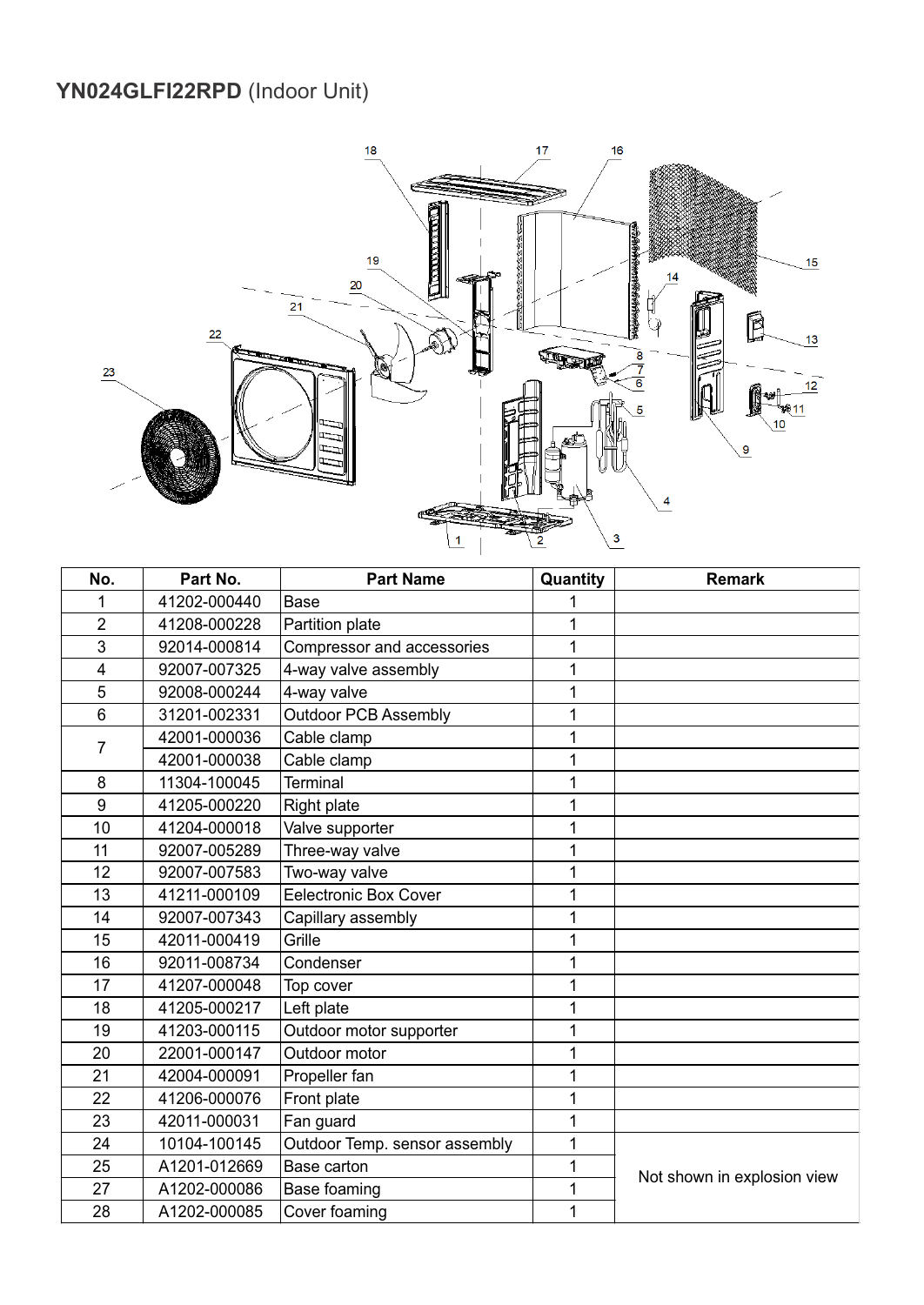**YN024GLFI22RPD** (Indoor Unit)

| No. | Part No. | Part Name | Quantity | Remark |
|---|---|---|---|---|
| 1 | 41202-000440 | Base | 1 | |
| 2 | 41208-000228 | Partition plate | 1 | |
| 3 | 92014-000814 | Compressor and accessories | 1 | |
| 4 | 92007-007325 | 4-way valve assembly | 1 | |
| 5 | 92008-000244 | 4-way valve | 1 | |
| 6 | 31201-002331 | Outdoor PCB Assembly | 1 | |
| 7 | 42001-000036 | Cable clamp | 1 | |
| | 42001-000038 | Cable clamp | 1 | |
| 8 | 11304-100045 | Terminal | 1 | |
| 9 | 41205-000220 | Right plate | 1 | |
| 10 | 41204-000018 | Valve supporter | 1 | |
| 11 | 92007-005289 | Three-way valve | 1 | |
| 12 | 92007-007583 | Two-way valve | 1 | |
| 13 | 41211-000109 | Eelectronic Box Cover | 1 | |
| 14 | 92007-007343 | Capillary assembly | 1 | |
| 15 | 42011-000419 | Grille | 1 | |
| 16 | 92011-008734 | Condenser | 1 | |
| 17 | 41207-000048 | Top cover | 1 | |
| 18 | 41205-000217 | Left plate | 1 | |
| 19 | 41203-000115 | Outdoor motor supporter | 1 | |
| 20 | 22001-000147 | Outdoor motor | 1 | |
| 21 | 42004-000091 | Propeller fan | 1 | |
| 22 | 41206-000076 | Front plate | 1 | |
| 23 | 42011-000031 | Fan guard | 1 | |
| 24 | 10104-100145 | Outdoor Temp. sensor assembly | 1 | Not shown in explosion view |
| 25 | A1201-012669 | Base carton | 1 | |
| 27 | A1202-000086 | Base foaming | 1 | |
| 28 | A1202-000085 | Cover foaming | 1 | |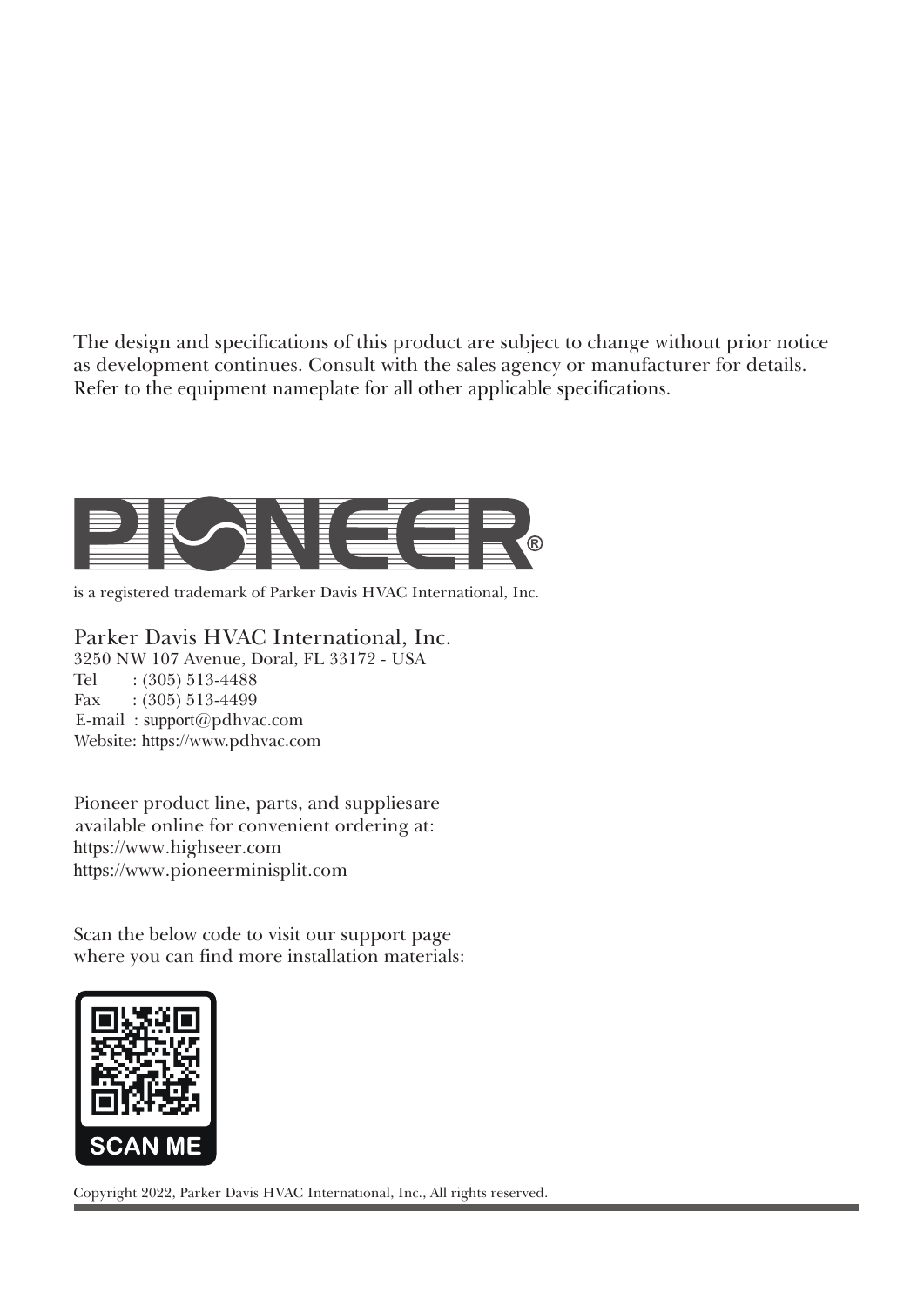The design and specifications of this product are subject to change without prior notice as development continues. Consult with the sales agency or manufacturer for details. Refer to the equipment nameplate for all other applicable specifications.

PIONEER®

is a registered trademark of Parker Davis HVAC International, Inc.

Parker Davis HVAC International, Inc.
3250 NW 107 Avenue, Doral, FL 33172 - USA
Tel : (305) 513-4488
Fax : (305) 513-4499
E-mail : support@pdhvac.com
Website: https://www.pdhvac.com

Pioneer product line, parts, and suppliesare available online for convenient ordering at:
https://www.highseer.com
https://www.pioneerminisplit.com

Scan the below code to visit our support page where you can find more installation materials:

SCAN ME

Copyright 2022, Parker Davis HVAC International, Inc., All rights reserved.